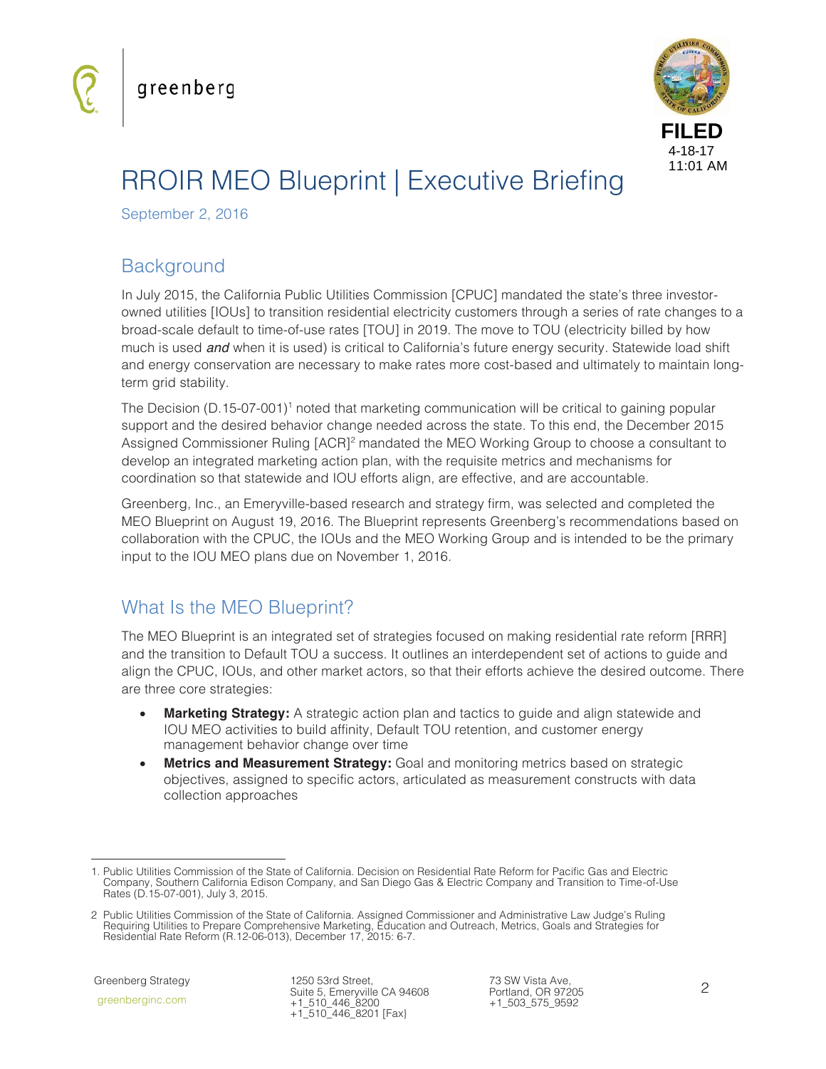greenberg

FILED
4-18-17
11:01 AM

# RROIR MEO Blueprint | Executive Briefing

September 2, 2016

## Background

In July 2015, the California Public Utilities Commission [CPUC] mandated the state's three investor-owned utilities [IOUs] to transition residential electricity customers through a series of rate changes to a broad-scale default to time-of-use rates [TOU] in 2019. The move to TOU (electricity billed by how much is used ***and*** when it is used) is critical to California's future energy security. Statewide load shift and energy conservation are necessary to make rates more cost-based and ultimately to maintain long-term grid stability.

The Decision (D.15-07-001)[1] noted that marketing communication will be critical to gaining popular support and the desired behavior change needed across the state. To this end, the December 2015 Assigned Commissioner Ruling [ACR][2] mandated the MEO Working Group to choose a consultant to develop an integrated marketing action plan, with the requisite metrics and mechanisms for coordination so that statewide and IOU efforts align, are effective, and are accountable.

Greenberg, Inc., an Emeryville-based research and strategy firm, was selected and completed the MEO Blueprint on August 19, 2016. The Blueprint represents Greenberg's recommendations based on collaboration with the CPUC, the IOUs and the MEO Working Group and is intended to be the primary input to the IOU MEO plans due on November 1, 2016.

## What Is the MEO Blueprint?

The MEO Blueprint is an integrated set of strategies focused on making residential rate reform [RRR] and the transition to Default TOU a success. It outlines an interdependent set of actions to guide and align the CPUC, IOUs, and other market actors, so that their efforts achieve the desired outcome. There are three core strategies:

- **Marketing Strategy:** A strategic action plan and tactics to guide and align statewide and IOU MEO activities to build affinity, Default TOU retention, and customer energy management behavior change over time
- **Metrics and Measurement Strategy:** Goal and monitoring metrics based on strategic objectives, assigned to specific actors, articulated as measurement constructs with data collection approaches

---

1. Public Utilities Commission of the State of California. Decision on Residential Rate Reform for Pacific Gas and Electric Company, Southern California Edison Company, and San Diego Gas & Electric Company and Transition to Time-of-Use Rates (D.15-07-001), July 3, 2015.

2. Public Utilities Commission of the State of California. Assigned Commissioner and Administrative Law Judge's Ruling Requiring Utilities to Prepare Comprehensive Marketing, Education and Outreach, Metrics, Goals and Strategies for Residential Rate Reform (R.12-06-013), December 17, 2015: 6-7.

Greenberg Strategy
greenberginc.com

1250 53rd Street,
Suite 5, Emeryville CA 94608
+1_510_446_8200
+1_510_446_8201 [Fax]

73 SW Vista Ave,
Portland, OR 97205
+1_503_575_9592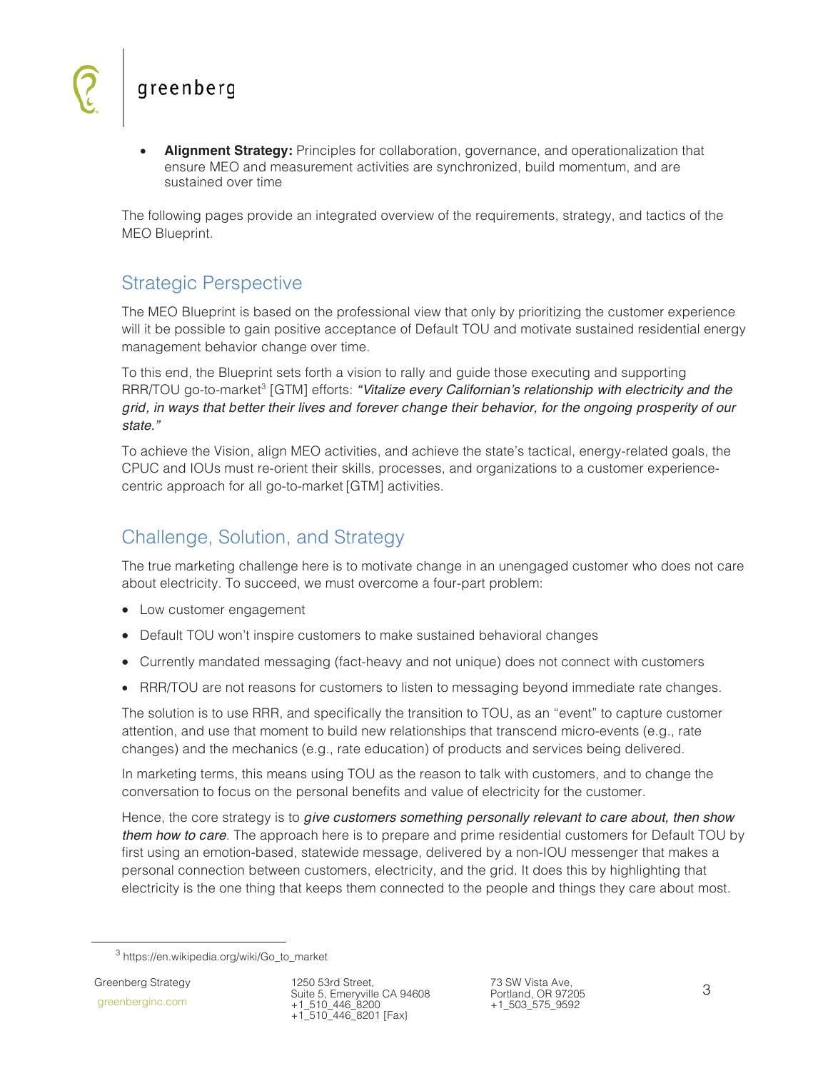- **Alignment Strategy:** Principles for collaboration, governance, and operationalization that ensure MEO and measurement activities are synchronized, build momentum, and are sustained over time

The following pages provide an integrated overview of the requirements, strategy, and tactics of the MEO Blueprint.

## Strategic Perspective

The MEO Blueprint is based on the professional view that only by prioritizing the customer experience will it be possible to gain positive acceptance of Default TOU and motivate sustained residential energy management behavior change over time.

To this end, the Blueprint sets forth a vision to rally and guide those executing and supporting RRR/TOU go-to-market[3] [GTM] efforts: *"Vitalize every Californian's relationship with electricity and the grid, in ways that better their lives and forever change their behavior, for the ongoing prosperity of our state."*

To achieve the Vision, align MEO activities, and achieve the state's tactical, energy-related goals, the CPUC and IOUs must re-orient their skills, processes, and organizations to a customer experience-centric approach for all go-to-market [GTM] activities.

## Challenge, Solution, and Strategy

The true marketing challenge here is to motivate change in an unengaged customer who does not care about electricity. To succeed, we must overcome a four-part problem:

- Low customer engagement
- Default TOU won't inspire customers to make sustained behavioral changes
- Currently mandated messaging (fact-heavy and not unique) does not connect with customers
- RRR/TOU are not reasons for customers to listen to messaging beyond immediate rate changes.

The solution is to use RRR, and specifically the transition to TOU, as an "event" to capture customer attention, and use that moment to build new relationships that transcend micro-events (e.g., rate changes) and the mechanics (e.g., rate education) of products and services being delivered.

In marketing terms, this means using TOU as the reason to talk with customers, and to change the conversation to focus on the personal benefits and value of electricity for the customer.

Hence, the core strategy is to *give customers something personally relevant to care about, then show them how to care*. The approach here is to prepare and prime residential customers for Default TOU by first using an emotion-based, statewide message, delivered by a non-IOU messenger that makes a personal connection between customers, electricity, and the grid. It does this by highlighting that electricity is the one thing that keeps them connected to the people and things they care about most.

[3] https://en.wikipedia.org/wiki/Go_to_market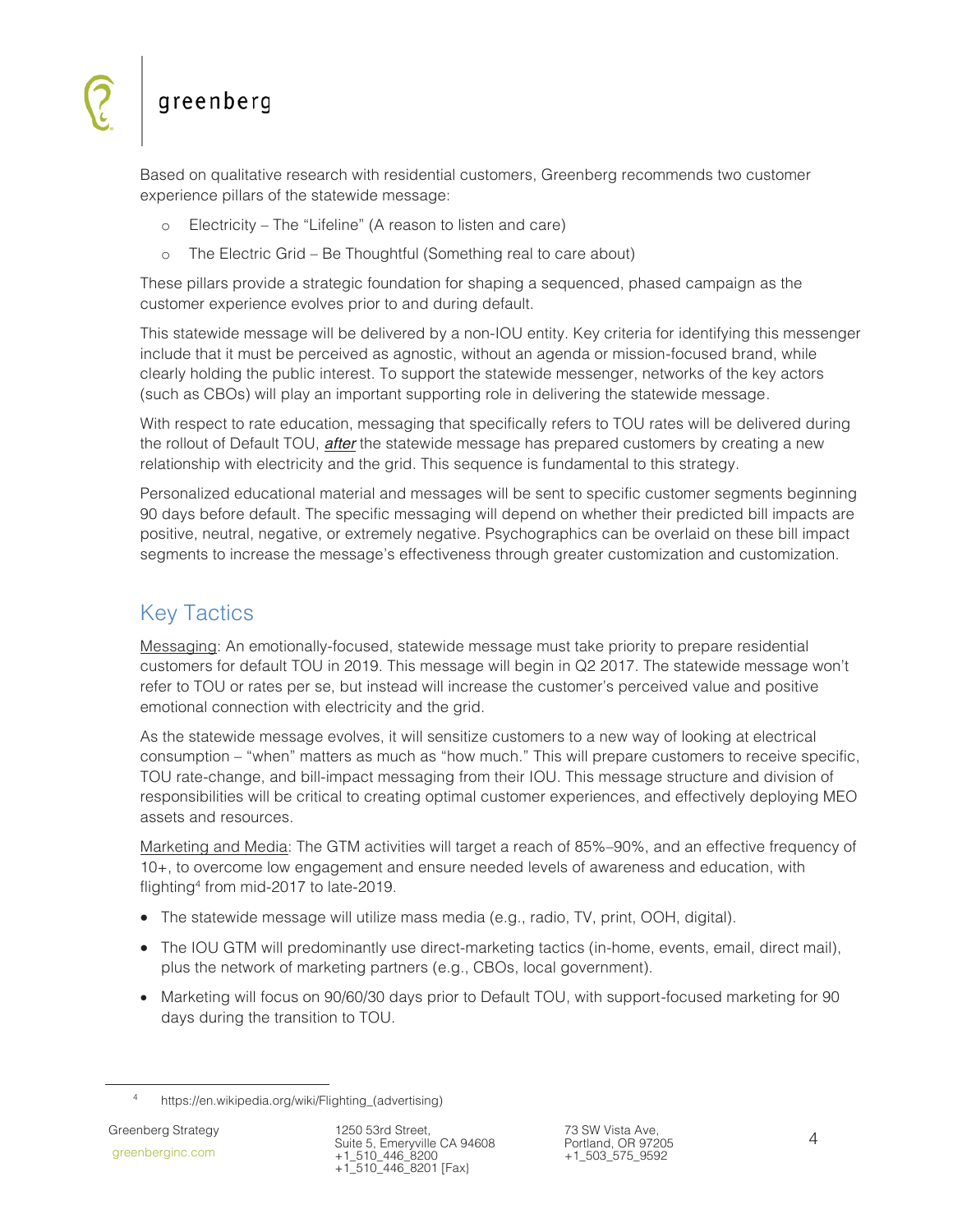Based on qualitative research with residential customers, Greenberg recommends two customer experience pillars of the statewide message:

- Electricity – The "Lifeline" (A reason to listen and care)
- The Electric Grid – Be Thoughtful (Something real to care about)

These pillars provide a strategic foundation for shaping a sequenced, phased campaign as the customer experience evolves prior to and during default.

This statewide message will be delivered by a non-IOU entity. Key criteria for identifying this messenger include that it must be perceived as agnostic, without an agenda or mission-focused brand, while clearly holding the public interest. To support the statewide messenger, networks of the key actors (such as CBOs) will play an important supporting role in delivering the statewide message.

With respect to rate education, messaging that specifically refers to TOU rates will be delivered during the rollout of Default TOU, ***after*** the statewide message has prepared customers by creating a new relationship with electricity and the grid. This sequence is fundamental to this strategy.

Personalized educational material and messages will be sent to specific customer segments beginning 90 days before default. The specific messaging will depend on whether their predicted bill impacts are positive, neutral, negative, or extremely negative. Psychographics can be overlaid on these bill impact segments to increase the message's effectiveness through greater customization and customization.

## Key Tactics

Messaging: An emotionally-focused, statewide message must take priority to prepare residential customers for default TOU in 2019. This message will begin in Q2 2017. The statewide message won't refer to TOU or rates per se, but instead will increase the customer's perceived value and positive emotional connection with electricity and the grid.

As the statewide message evolves, it will sensitize customers to a new way of looking at electrical consumption – "when" matters as much as "how much." This will prepare customers to receive specific, TOU rate-change, and bill-impact messaging from their IOU. This message structure and division of responsibilities will be critical to creating optimal customer experiences, and effectively deploying MEO assets and resources.

Marketing and Media: The GTM activities will target a reach of 85%–90%, and an effective frequency of 10+, to overcome low engagement and ensure needed levels of awareness and education, with flighting[4] from mid-2017 to late-2019.

- The statewide message will utilize mass media (e.g., radio, TV, print, OOH, digital).
- The IOU GTM will predominantly use direct-marketing tactics (in-home, events, email, direct mail), plus the network of marketing partners (e.g., CBOs, local government).
- Marketing will focus on 90/60/30 days prior to Default TOU, with support-focused marketing for 90 days during the transition to TOU.

[4] https://en.wikipedia.org/wiki/Flighting_(advertising)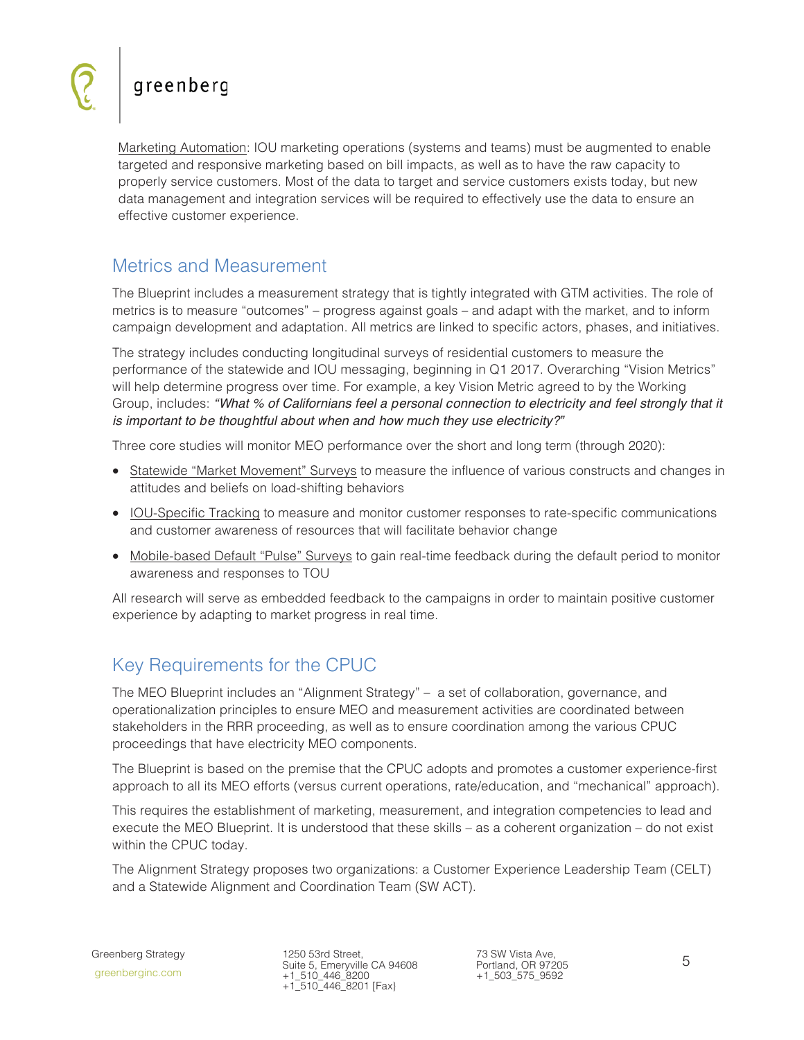Marketing Automation: IOU marketing operations (systems and teams) must be augmented to enable targeted and responsive marketing based on bill impacts, as well as to have the raw capacity to properly service customers. Most of the data to target and service customers exists today, but new data management and integration services will be required to effectively use the data to ensure an effective customer experience.

## Metrics and Measurement

The Blueprint includes a measurement strategy that is tightly integrated with GTM activities. The role of metrics is to measure "outcomes" – progress against goals – and adapt with the market, and to inform campaign development and adaptation. All metrics are linked to specific actors, phases, and initiatives.

The strategy includes conducting longitudinal surveys of residential customers to measure the performance of the statewide and IOU messaging, beginning in Q1 2017. Overarching "Vision Metrics" will help determine progress over time. For example, a key Vision Metric agreed to by the Working Group, includes: *"What % of Californians feel a personal connection to electricity and feel strongly that it is important to be thoughtful about when and how much they use electricity?"*

Three core studies will monitor MEO performance over the short and long term (through 2020):

- Statewide "Market Movement" Surveys to measure the influence of various constructs and changes in attitudes and beliefs on load-shifting behaviors
- IOU-Specific Tracking to measure and monitor customer responses to rate-specific communications and customer awareness of resources that will facilitate behavior change
- Mobile-based Default "Pulse" Surveys to gain real-time feedback during the default period to monitor awareness and responses to TOU

All research will serve as embedded feedback to the campaigns in order to maintain positive customer experience by adapting to market progress in real time.

## Key Requirements for the CPUC

The MEO Blueprint includes an "Alignment Strategy" – a set of collaboration, governance, and operationalization principles to ensure MEO and measurement activities are coordinated between stakeholders in the RRR proceeding, as well as to ensure coordination among the various CPUC proceedings that have electricity MEO components.

The Blueprint is based on the premise that the CPUC adopts and promotes a customer experience-first approach to all its MEO efforts (versus current operations, rate/education, and "mechanical" approach).

This requires the establishment of marketing, measurement, and integration competencies to lead and execute the MEO Blueprint. It is understood that these skills – as a coherent organization – do not exist within the CPUC today.

The Alignment Strategy proposes two organizations: a Customer Experience Leadership Team (CELT) and a Statewide Alignment and Coordination Team (SW ACT).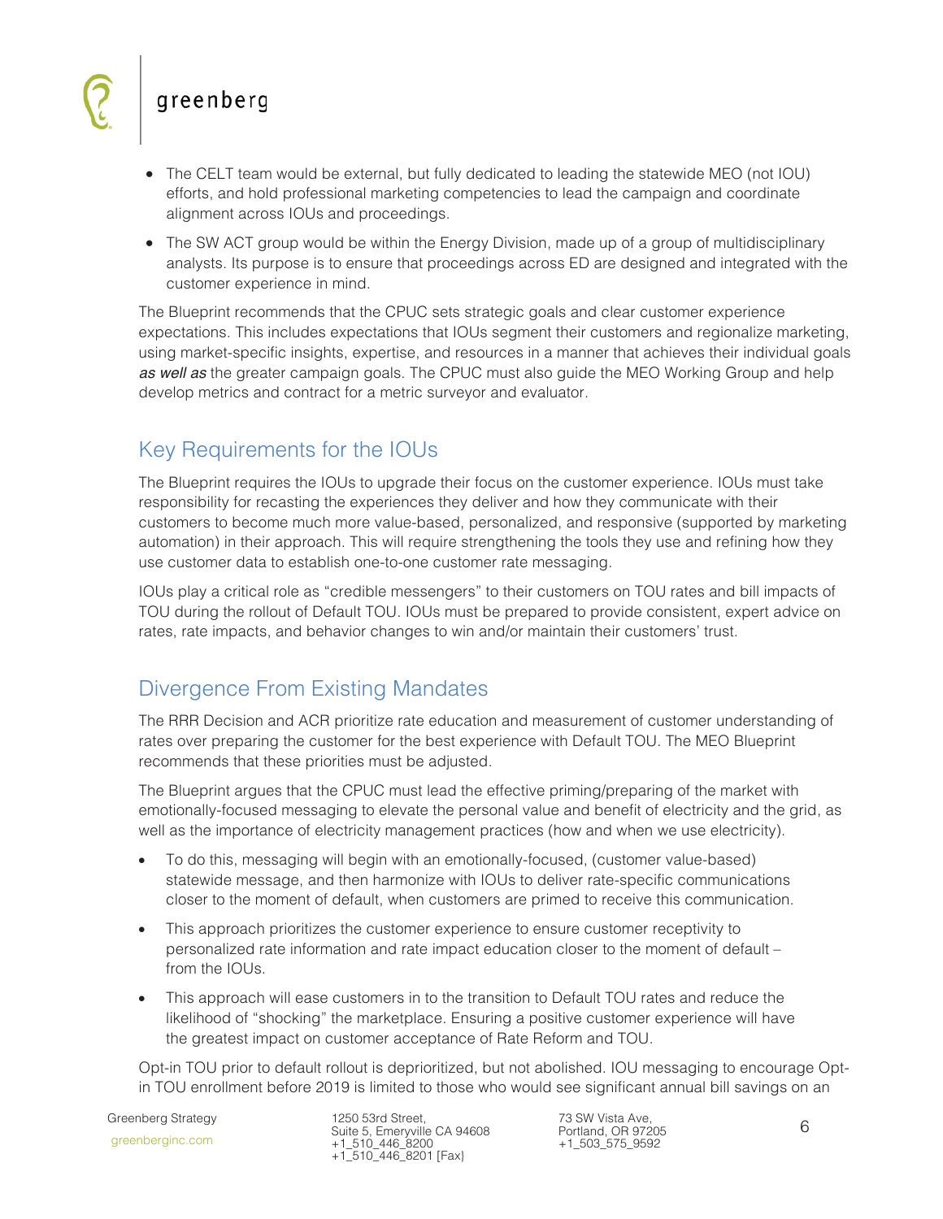- The CELT team would be external, but fully dedicated to leading the statewide MEO (not IOU) efforts, and hold professional marketing competencies to lead the campaign and coordinate alignment across IOUs and proceedings.
- The SW ACT group would be within the Energy Division, made up of a group of multidisciplinary analysts. Its purpose is to ensure that proceedings across ED are designed and integrated with the customer experience in mind.

The Blueprint recommends that the CPUC sets strategic goals and clear customer experience expectations. This includes expectations that IOUs segment their customers and regionalize marketing, using market-specific insights, expertise, and resources in a manner that achieves their individual goals *as well as* the greater campaign goals. The CPUC must also guide the MEO Working Group and help develop metrics and contract for a metric surveyor and evaluator.

## Key Requirements for the IOUs

The Blueprint requires the IOUs to upgrade their focus on the customer experience. IOUs must take responsibility for recasting the experiences they deliver and how they communicate with their customers to become much more value-based, personalized, and responsive (supported by marketing automation) in their approach. This will require strengthening the tools they use and refining how they use customer data to establish one-to-one customer rate messaging.

IOUs play a critical role as "credible messengers" to their customers on TOU rates and bill impacts of TOU during the rollout of Default TOU. IOUs must be prepared to provide consistent, expert advice on rates, rate impacts, and behavior changes to win and/or maintain their customers' trust.

## Divergence From Existing Mandates

The RRR Decision and ACR prioritize rate education and measurement of customer understanding of rates over preparing the customer for the best experience with Default TOU. The MEO Blueprint recommends that these priorities must be adjusted.

The Blueprint argues that the CPUC must lead the effective priming/preparing of the market with emotionally-focused messaging to elevate the personal value and benefit of electricity and the grid, as well as the importance of electricity management practices (how and when we use electricity).

- To do this, messaging will begin with an emotionally-focused, (customer value-based) statewide message, and then harmonize with IOUs to deliver rate-specific communications closer to the moment of default, when customers are primed to receive this communication.
- This approach prioritizes the customer experience to ensure customer receptivity to personalized rate information and rate impact education closer to the moment of default – from the IOUs.
- This approach will ease customers in to the transition to Default TOU rates and reduce the likelihood of "shocking" the marketplace. Ensuring a positive customer experience will have the greatest impact on customer acceptance of Rate Reform and TOU.

Opt-in TOU prior to default rollout is deprioritized, but not abolished. IOU messaging to encourage Opt-in TOU enrollment before 2019 is limited to those who would see significant annual bill savings on an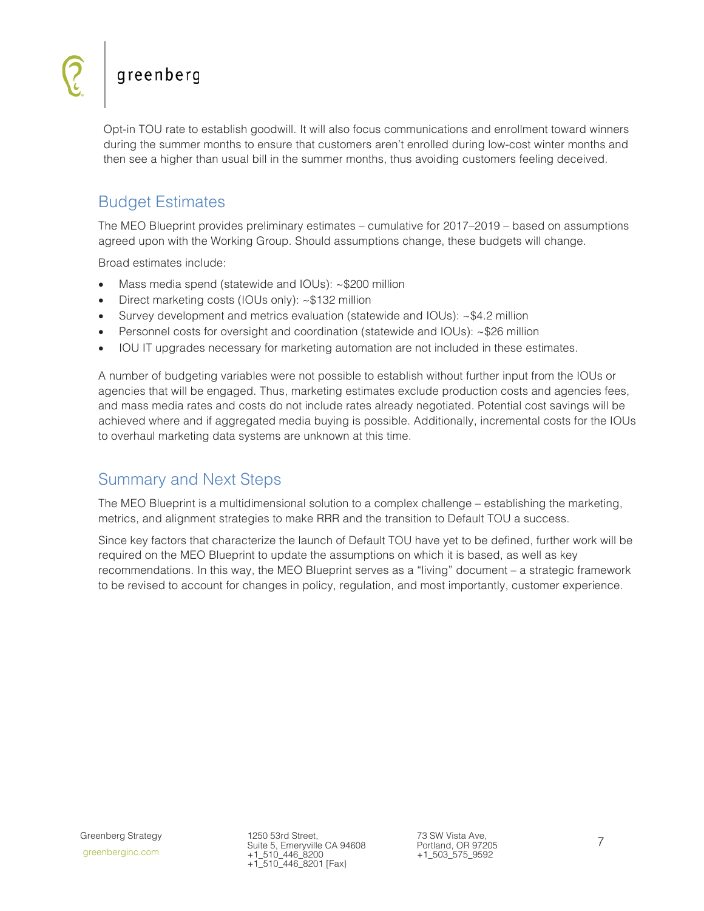Opt-in TOU rate to establish goodwill. It will also focus communications and enrollment toward winners during the summer months to ensure that customers aren't enrolled during low-cost winter months and then see a higher than usual bill in the summer months, thus avoiding customers feeling deceived.

## Budget Estimates

The MEO Blueprint provides preliminary estimates – cumulative for 2017–2019 – based on assumptions agreed upon with the Working Group. Should assumptions change, these budgets will change.

Broad estimates include:

- Mass media spend (statewide and IOUs): ~$200 million
- Direct marketing costs (IOUs only): ~$132 million
- Survey development and metrics evaluation (statewide and IOUs): ~$4.2 million
- Personnel costs for oversight and coordination (statewide and IOUs): ~$26 million
- IOU IT upgrades necessary for marketing automation are not included in these estimates.

A number of budgeting variables were not possible to establish without further input from the IOUs or agencies that will be engaged. Thus, marketing estimates exclude production costs and agencies fees, and mass media rates and costs do not include rates already negotiated. Potential cost savings will be achieved where and if aggregated media buying is possible. Additionally, incremental costs for the IOUs to overhaul marketing data systems are unknown at this time.

## Summary and Next Steps

The MEO Blueprint is a multidimensional solution to a complex challenge – establishing the marketing, metrics, and alignment strategies to make RRR and the transition to Default TOU a success.

Since key factors that characterize the launch of Default TOU have yet to be defined, further work will be required on the MEO Blueprint to update the assumptions on which it is based, as well as key recommendations. In this way, the MEO Blueprint serves as a "living" document – a strategic framework to be revised to account for changes in policy, regulation, and most importantly, customer experience.